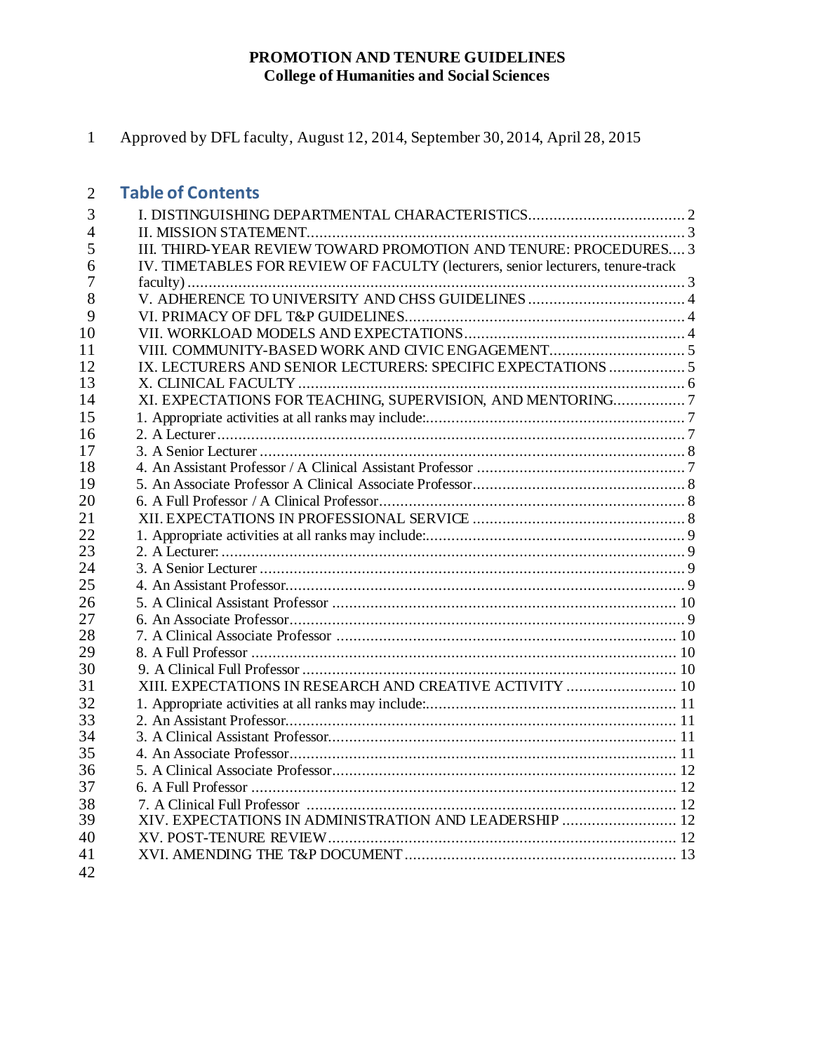# PROMOTION AND TENURE GUIDELINES
## College of Humanities and Social Sciences

Approved by DFL faculty, August 12, 2014, September 30, 2014, April 28, 2015

## Table of Contents

I. DISTINGUISHING DEPARTMENTAL CHARACTERISTICS.................................... 2
II. MISSION STATEMENT........................................................................................ 3
III. THIRD-YEAR REVIEW TOWARD PROMOTION AND TENURE: PROCEDURES.... 3
IV. TIMETABLES FOR REVIEW OF FACULTY (lecturers, senior lecturers, tenure-track faculty) ...................................................................................................................... 3
V. ADHERENCE TO UNIVERSITY AND CHSS GUIDELINES .................................... 4
VI. PRIMACY OF DFL T&P GUIDELINES.................................................................. 4
VII. WORKLOAD MODELS AND EXPECTATIONS.................................................... 4
VIII. COMMUNITY-BASED WORK AND CIVIC ENGAGEMENT................................ 5
IX. LECTURERS AND SENIOR LECTURERS: SPECIFIC EXPECTATIONS .................. 5
X. CLINICAL FACULTY .......................................................................................... 6
XI. EXPECTATIONS FOR TEACHING, SUPERVISION, AND MENTORING................. 7
1. Appropriate activities at all ranks may include:............................................................ 7
2. A Lecturer.............................................................................................................. 7
3. A Senior Lecturer ................................................................................................... 8
4. An Assistant Professor / A Clinical Assistant Professor ................................................ 7
5. An Associate Professor A Clinical Associate Professor.................................................. 8
6. A Full Professor / A Clinical Professor....................................................................... 8
XII. EXPECTATIONS IN PROFESSIONAL SERVICE .................................................. 8
1. Appropriate activities at all ranks may include:............................................................ 9
2. A Lecturer:............................................................................................................. 9
3. A Senior Lecturer ................................................................................................... 9
4. An Assistant Professor............................................................................................. 9
5. A Clinical Assistant Professor ................................................................................. 10
6. An Associate Professor............................................................................................ 9
7. A Clinical Associate Professor ................................................................................ 10
8. A Full Professor .................................................................................................... 10
9. A Clinical Full Professor ........................................................................................ 10
XIII. EXPECTATIONS IN RESEARCH AND CREATIVE ACTIVITY .......................... 10
1. Appropriate activities at all ranks may include:........................................................... 11
2. An Assistant Professor............................................................................................ 11
3. A Clinical Assistant Professor.................................................................................. 11
4. An Associate Professor........................................................................................... 11
5. A Clinical Associate Professor................................................................................. 12
6. A Full Professor .................................................................................................... 12
7. A Clinical Full Professor ........................................................................................ 12
XIV. EXPECTATIONS IN ADMINISTRATION AND LEADERSHIP ........................... 12
XV. POST-TENURE REVIEW.................................................................................. 12
XVI. AMENDING THE T&P DOCUMENT ................................................................ 13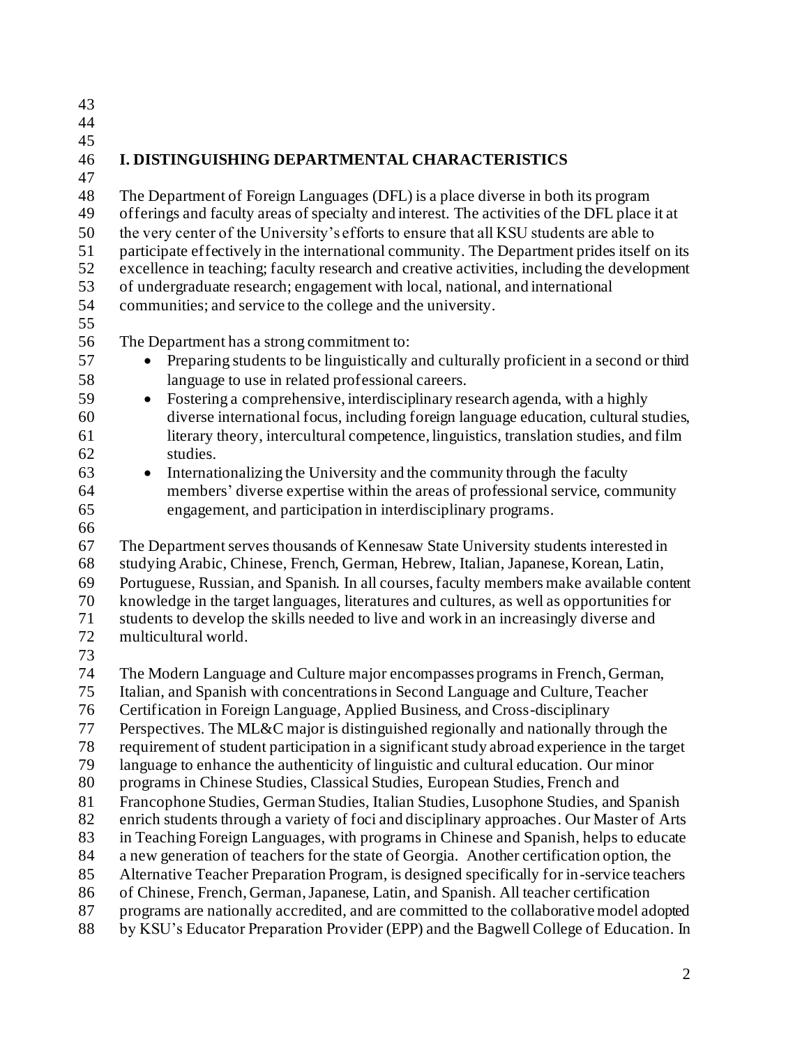## I. DISTINGUISHING DEPARTMENTAL CHARACTERISTICS

The Department of Foreign Languages (DFL) is a place diverse in both its program offerings and faculty areas of specialty and interest. The activities of the DFL place it at the very center of the University's efforts to ensure that all KSU students are able to participate effectively in the international community. The Department prides itself on its excellence in teaching; faculty research and creative activities, including the development of undergraduate research; engagement with local, national, and international communities; and service to the college and the university.

The Department has a strong commitment to:

- Preparing students to be linguistically and culturally proficient in a second or third language to use in related professional careers.
- Fostering a comprehensive, interdisciplinary research agenda, with a highly diverse international focus, including foreign language education, cultural studies, literary theory, intercultural competence, linguistics, translation studies, and film studies.
- Internationalizing the University and the community through the faculty members' diverse expertise within the areas of professional service, community engagement, and participation in interdisciplinary programs.

The Department serves thousands of Kennesaw State University students interested in studying Arabic, Chinese, French, German, Hebrew, Italian, Japanese, Korean, Latin, Portuguese, Russian, and Spanish. In all courses, faculty members make available content knowledge in the target languages, literatures and cultures, as well as opportunities for students to develop the skills needed to live and work in an increasingly diverse and multicultural world.

The Modern Language and Culture major encompasses programs in French, German, Italian, and Spanish with concentrations in Second Language and Culture, Teacher Certification in Foreign Language, Applied Business, and Cross-disciplinary Perspectives. The ML&C major is distinguished regionally and nationally through the requirement of student participation in a significant study abroad experience in the target language to enhance the authenticity of linguistic and cultural education. Our minor programs in Chinese Studies, Classical Studies, European Studies, French and Francophone Studies, German Studies, Italian Studies, Lusophone Studies, and Spanish enrich students through a variety of foci and disciplinary approaches. Our Master of Arts in Teaching Foreign Languages, with programs in Chinese and Spanish, helps to educate a new generation of teachers for the state of Georgia. Another certification option, the Alternative Teacher Preparation Program, is designed specifically for in-service teachers of Chinese, French, German, Japanese, Latin, and Spanish. All teacher certification programs are nationally accredited, and are committed to the collaborative model adopted by KSU's Educator Preparation Provider (EPP) and the Bagwell College of Education. In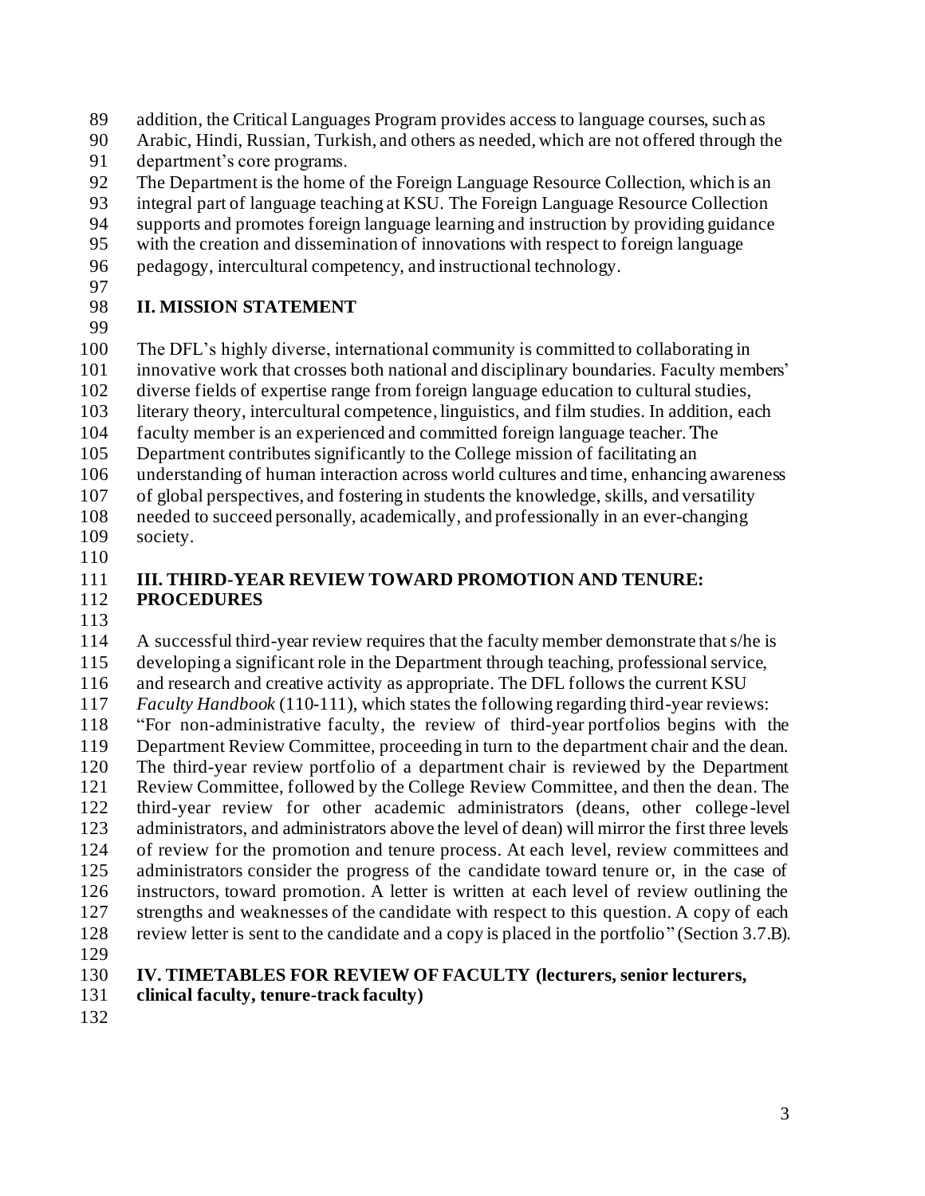addition, the Critical Languages Program provides access to language courses, such as Arabic, Hindi, Russian, Turkish, and others as needed, which are not offered through the department's core programs.

The Department is the home of the Foreign Language Resource Collection, which is an integral part of language teaching at KSU. The Foreign Language Resource Collection supports and promotes foreign language learning and instruction by providing guidance with the creation and dissemination of innovations with respect to foreign language pedagogy, intercultural competency, and instructional technology.

## II. MISSION STATEMENT

The DFL's highly diverse, international community is committed to collaborating in innovative work that crosses both national and disciplinary boundaries. Faculty members' diverse fields of expertise range from foreign language education to cultural studies, literary theory, intercultural competence, linguistics, and film studies. In addition, each faculty member is an experienced and committed foreign language teacher. The Department contributes significantly to the College mission of facilitating an understanding of human interaction across world cultures and time, enhancing awareness of global perspectives, and fostering in students the knowledge, skills, and versatility needed to succeed personally, academically, and professionally in an ever-changing society.

## III. THIRD-YEAR REVIEW TOWARD PROMOTION AND TENURE: PROCEDURES

A successful third-year review requires that the faculty member demonstrate that s/he is developing a significant role in the Department through teaching, professional service, and research and creative activity as appropriate. The DFL follows the current KSU *Faculty Handbook* (110-111), which states the following regarding third-year reviews: "For non-administrative faculty, the review of third-year portfolios begins with the Department Review Committee, proceeding in turn to the department chair and the dean. The third-year review portfolio of a department chair is reviewed by the Department Review Committee, followed by the College Review Committee, and then the dean. The third-year review for other academic administrators (deans, other college-level administrators, and administrators above the level of dean) will mirror the first three levels of review for the promotion and tenure process. At each level, review committees and administrators consider the progress of the candidate toward tenure or, in the case of instructors, toward promotion. A letter is written at each level of review outlining the strengths and weaknesses of the candidate with respect to this question. A copy of each review letter is sent to the candidate and a copy is placed in the portfolio" (Section 3.7.B).

## IV. TIMETABLES FOR REVIEW OF FACULTY (lecturers, senior lecturers, clinical faculty, tenure-track faculty)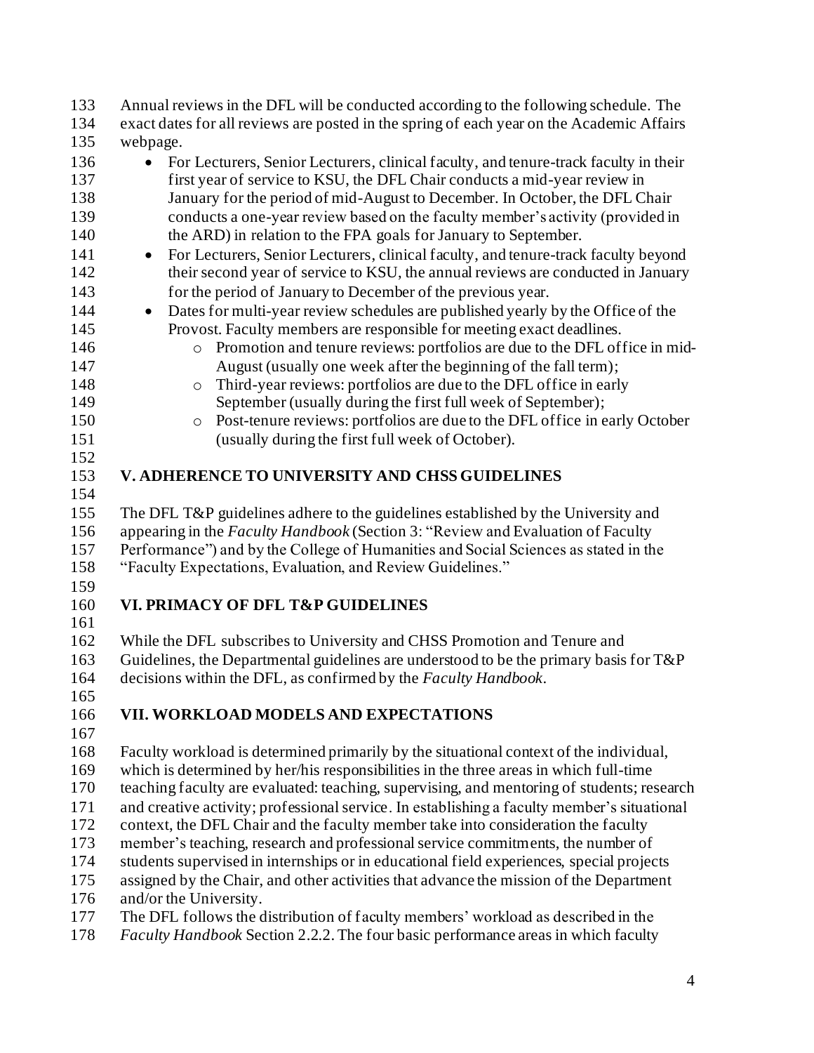Annual reviews in the DFL will be conducted according to the following schedule. The exact dates for all reviews are posted in the spring of each year on the Academic Affairs webpage.

- For Lecturers, Senior Lecturers, clinical faculty, and tenure-track faculty in their first year of service to KSU, the DFL Chair conducts a mid-year review in January for the period of mid-August to December. In October, the DFL Chair conducts a one-year review based on the faculty member's activity (provided in the ARD) in relation to the FPA goals for January to September.
- For Lecturers, Senior Lecturers, clinical faculty, and tenure-track faculty beyond their second year of service to KSU, the annual reviews are conducted in January for the period of January to December of the previous year.
- Dates for multi-year review schedules are published yearly by the Office of the Provost. Faculty members are responsible for meeting exact deadlines.
    - Promotion and tenure reviews: portfolios are due to the DFL office in mid-August (usually one week after the beginning of the fall term);
    - Third-year reviews: portfolios are due to the DFL office in early September (usually during the first full week of September);
    - Post-tenure reviews: portfolios are due to the DFL office in early October (usually during the first full week of October).

## V. ADHERENCE TO UNIVERSITY AND CHSS GUIDELINES

The DFL T&P guidelines adhere to the guidelines established by the University and appearing in the *Faculty Handbook* (Section 3: "Review and Evaluation of Faculty Performance") and by the College of Humanities and Social Sciences as stated in the "Faculty Expectations, Evaluation, and Review Guidelines."

## VI. PRIMACY OF DFL T&P GUIDELINES

While the DFL subscribes to University and CHSS Promotion and Tenure and Guidelines, the Departmental guidelines are understood to be the primary basis for T&P decisions within the DFL, as confirmed by the *Faculty Handbook*.

## VII. WORKLOAD MODELS AND EXPECTATIONS

Faculty workload is determined primarily by the situational context of the individual, which is determined by her/his responsibilities in the three areas in which full-time teaching faculty are evaluated: teaching, supervising, and mentoring of students; research and creative activity; professional service. In establishing a faculty member's situational context, the DFL Chair and the faculty member take into consideration the faculty member's teaching, research and professional service commitments, the number of students supervised in internships or in educational field experiences, special projects assigned by the Chair, and other activities that advance the mission of the Department and/or the University.
The DFL follows the distribution of faculty members' workload as described in the *Faculty Handbook* Section 2.2.2. The four basic performance areas in which faculty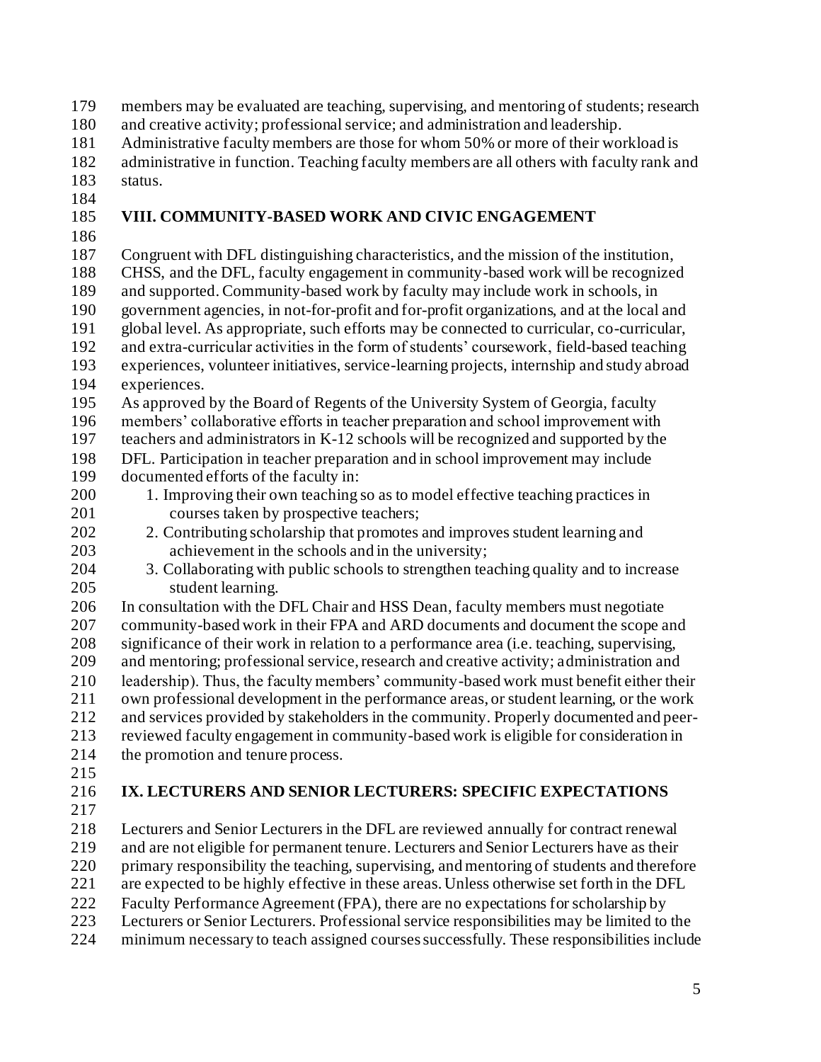members may be evaluated are teaching, supervising, and mentoring of students; research and creative activity; professional service; and administration and leadership. Administrative faculty members are those for whom 50% or more of their workload is administrative in function. Teaching faculty members are all others with faculty rank and status.

## VIII. COMMUNITY-BASED WORK AND CIVIC ENGAGEMENT

Congruent with DFL distinguishing characteristics, and the mission of the institution, CHSS, and the DFL, faculty engagement in community-based work will be recognized and supported. Community-based work by faculty may include work in schools, in government agencies, in not-for-profit and for-profit organizations, and at the local and global level. As appropriate, such efforts may be connected to curricular, co-curricular, and extra-curricular activities in the form of students' coursework, field-based teaching experiences, volunteer initiatives, service-learning projects, internship and study abroad experiences.

As approved by the Board of Regents of the University System of Georgia, faculty members' collaborative efforts in teacher preparation and school improvement with teachers and administrators in K-12 schools will be recognized and supported by the DFL. Participation in teacher preparation and in school improvement may include documented efforts of the faculty in:

1. Improving their own teaching so as to model effective teaching practices in courses taken by prospective teachers;
2. Contributing scholarship that promotes and improves student learning and achievement in the schools and in the university;
3. Collaborating with public schools to strengthen teaching quality and to increase student learning.

In consultation with the DFL Chair and HSS Dean, faculty members must negotiate community-based work in their FPA and ARD documents and document the scope and significance of their work in relation to a performance area (i.e. teaching, supervising, and mentoring; professional service, research and creative activity; administration and leadership). Thus, the faculty members' community-based work must benefit either their own professional development in the performance areas, or student learning, or the work and services provided by stakeholders in the community. Properly documented and peer-reviewed faculty engagement in community-based work is eligible for consideration in the promotion and tenure process.

## IX. LECTURERS AND SENIOR LECTURERS: SPECIFIC EXPECTATIONS

Lecturers and Senior Lecturers in the DFL are reviewed annually for contract renewal and are not eligible for permanent tenure. Lecturers and Senior Lecturers have as their primary responsibility the teaching, supervising, and mentoring of students and therefore are expected to be highly effective in these areas. Unless otherwise set forth in the DFL Faculty Performance Agreement (FPA), there are no expectations for scholarship by Lecturers or Senior Lecturers. Professional service responsibilities may be limited to the minimum necessary to teach assigned courses successfully. These responsibilities include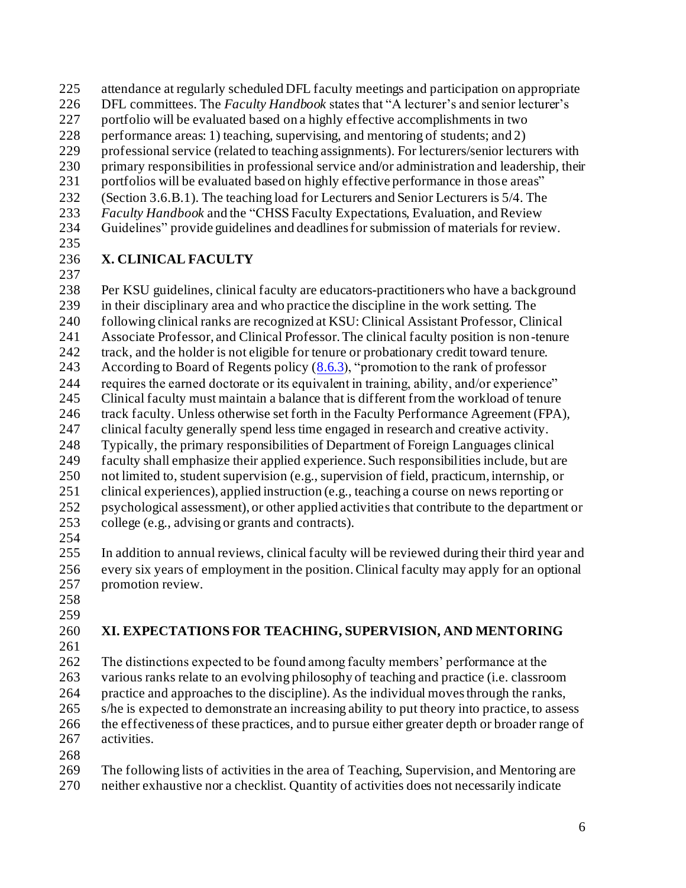attendance at regularly scheduled DFL faculty meetings and participation on appropriate DFL committees. The *Faculty Handbook* states that "A lecturer's and senior lecturer's portfolio will be evaluated based on a highly effective accomplishments in two performance areas: 1) teaching, supervising, and mentoring of students; and 2) professional service (related to teaching assignments). For lecturers/senior lecturers with primary responsibilities in professional service and/or administration and leadership, their portfolios will be evaluated based on highly effective performance in those areas" (Section 3.6.B.1). The teaching load for Lecturers and Senior Lecturers is 5/4. The *Faculty Handbook* and the "CHSS Faculty Expectations, Evaluation, and Review Guidelines" provide guidelines and deadlines for submission of materials for review.

## X. CLINICAL FACULTY

Per KSU guidelines, clinical faculty are educators-practitioners who have a background in their disciplinary area and who practice the discipline in the work setting. The following clinical ranks are recognized at KSU: Clinical Assistant Professor, Clinical Associate Professor, and Clinical Professor. The clinical faculty position is non-tenure track, and the holder is not eligible for tenure or probationary credit toward tenure. According to Board of Regents policy (8.6.3), "promotion to the rank of professor requires the earned doctorate or its equivalent in training, ability, and/or experience" Clinical faculty must maintain a balance that is different from the workload of tenure track faculty. Unless otherwise set forth in the Faculty Performance Agreement (FPA), clinical faculty generally spend less time engaged in research and creative activity. Typically, the primary responsibilities of Department of Foreign Languages clinical faculty shall emphasize their applied experience. Such responsibilities include, but are not limited to, student supervision (e.g., supervision of field, practicum, internship, or clinical experiences), applied instruction (e.g., teaching a course on news reporting or psychological assessment), or other applied activities that contribute to the department or college (e.g., advising or grants and contracts).

In addition to annual reviews, clinical faculty will be reviewed during their third year and every six years of employment in the position. Clinical faculty may apply for an optional promotion review.

## XI. EXPECTATIONS FOR TEACHING, SUPERVISION, AND MENTORING

The distinctions expected to be found among faculty members' performance at the various ranks relate to an evolving philosophy of teaching and practice (i.e. classroom practice and approaches to the discipline). As the individual moves through the ranks, s/he is expected to demonstrate an increasing ability to put theory into practice, to assess the effectiveness of these practices, and to pursue either greater depth or broader range of activities.

The following lists of activities in the area of Teaching, Supervision, and Mentoring are neither exhaustive nor a checklist. Quantity of activities does not necessarily indicate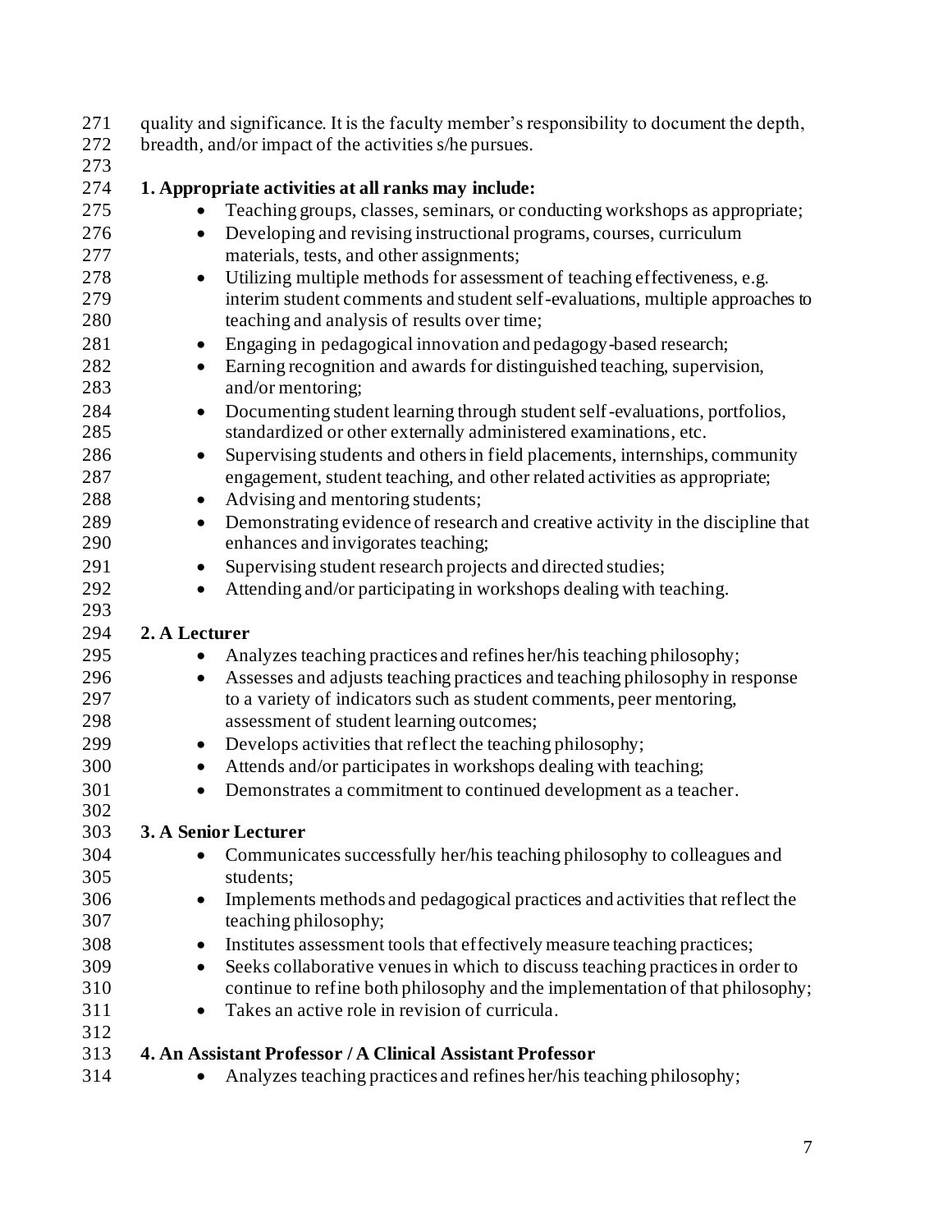quality and significance. It is the faculty member's responsibility to document the depth, breadth, and/or impact of the activities s/he pursues.

**1. Appropriate activities at all ranks may include:**

- Teaching groups, classes, seminars, or conducting workshops as appropriate;
- Developing and revising instructional programs, courses, curriculum materials, tests, and other assignments;
- Utilizing multiple methods for assessment of teaching effectiveness, e.g. interim student comments and student self-evaluations, multiple approaches to teaching and analysis of results over time;
- Engaging in pedagogical innovation and pedagogy-based research;
- Earning recognition and awards for distinguished teaching, supervision, and/or mentoring;
- Documenting student learning through student self-evaluations, portfolios, standardized or other externally administered examinations, etc.
- Supervising students and others in field placements, internships, community engagement, student teaching, and other related activities as appropriate;
- Advising and mentoring students;
- Demonstrating evidence of research and creative activity in the discipline that enhances and invigorates teaching;
- Supervising student research projects and directed studies;
- Attending and/or participating in workshops dealing with teaching.

**2. A Lecturer**

- Analyzes teaching practices and refines her/his teaching philosophy;
- Assesses and adjusts teaching practices and teaching philosophy in response to a variety of indicators such as student comments, peer mentoring, assessment of student learning outcomes;
- Develops activities that reflect the teaching philosophy;
- Attends and/or participates in workshops dealing with teaching;
- Demonstrates a commitment to continued development as a teacher.

**3. A Senior Lecturer**

- Communicates successfully her/his teaching philosophy to colleagues and students;
- Implements methods and pedagogical practices and activities that reflect the teaching philosophy;
- Institutes assessment tools that effectively measure teaching practices;
- Seeks collaborative venues in which to discuss teaching practices in order to continue to refine both philosophy and the implementation of that philosophy;
- Takes an active role in revision of curricula.

**4. An Assistant Professor / A Clinical Assistant Professor**

- Analyzes teaching practices and refines her/his teaching philosophy;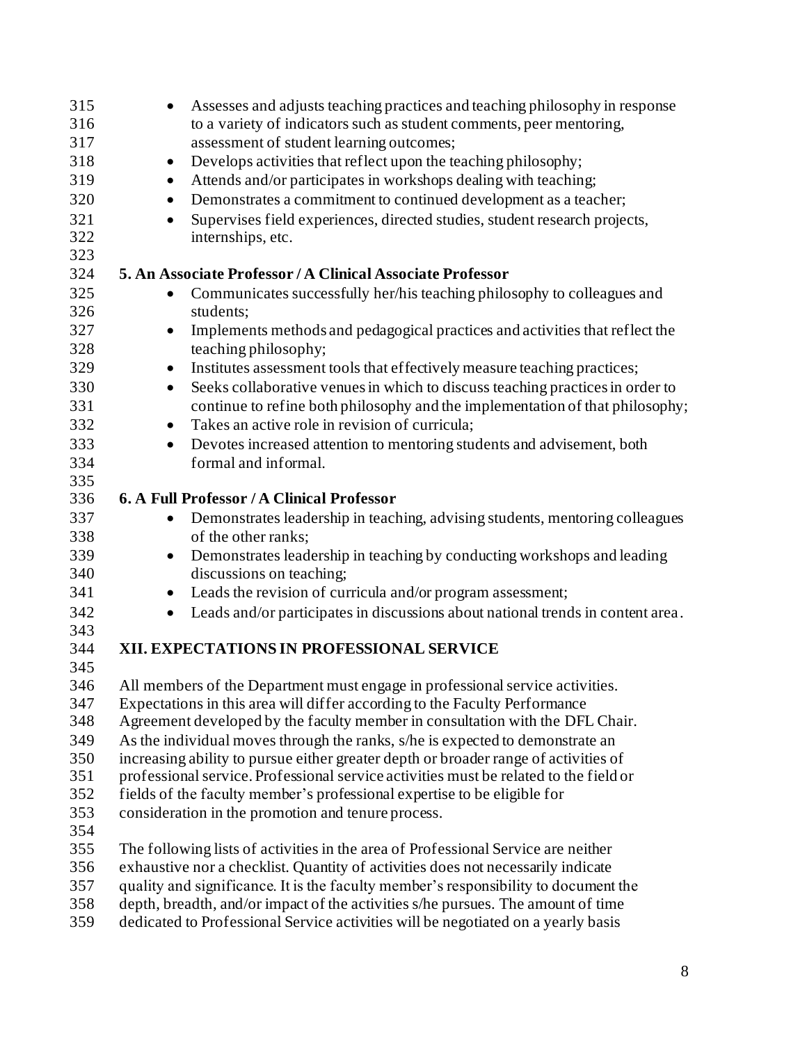- Assesses and adjusts teaching practices and teaching philosophy in response to a variety of indicators such as student comments, peer mentoring, assessment of student learning outcomes;
- Develops activities that reflect upon the teaching philosophy;
- Attends and/or participates in workshops dealing with teaching;
- Demonstrates a commitment to continued development as a teacher;
- Supervises field experiences, directed studies, student research projects, internships, etc.

**5. An Associate Professor / A Clinical Associate Professor**

- Communicates successfully her/his teaching philosophy to colleagues and students;
- Implements methods and pedagogical practices and activities that reflect the teaching philosophy;
- Institutes assessment tools that effectively measure teaching practices;
- Seeks collaborative venues in which to discuss teaching practices in order to continue to refine both philosophy and the implementation of that philosophy;
- Takes an active role in revision of curricula;
- Devotes increased attention to mentoring students and advisement, both formal and informal.

**6. A Full Professor / A Clinical Professor**

- Demonstrates leadership in teaching, advising students, mentoring colleagues of the other ranks;
- Demonstrates leadership in teaching by conducting workshops and leading discussions on teaching;
- Leads the revision of curricula and/or program assessment;
- Leads and/or participates in discussions about national trends in content area.

## XII. EXPECTATIONS IN PROFESSIONAL SERVICE

All members of the Department must engage in professional service activities. Expectations in this area will differ according to the Faculty Performance Agreement developed by the faculty member in consultation with the DFL Chair. As the individual moves through the ranks, s/he is expected to demonstrate an increasing ability to pursue either greater depth or broader range of activities of professional service. Professional service activities must be related to the field or fields of the faculty member's professional expertise to be eligible for consideration in the promotion and tenure process.

The following lists of activities in the area of Professional Service are neither exhaustive nor a checklist. Quantity of activities does not necessarily indicate quality and significance. It is the faculty member's responsibility to document the depth, breadth, and/or impact of the activities s/he pursues. The amount of time dedicated to Professional Service activities will be negotiated on a yearly basis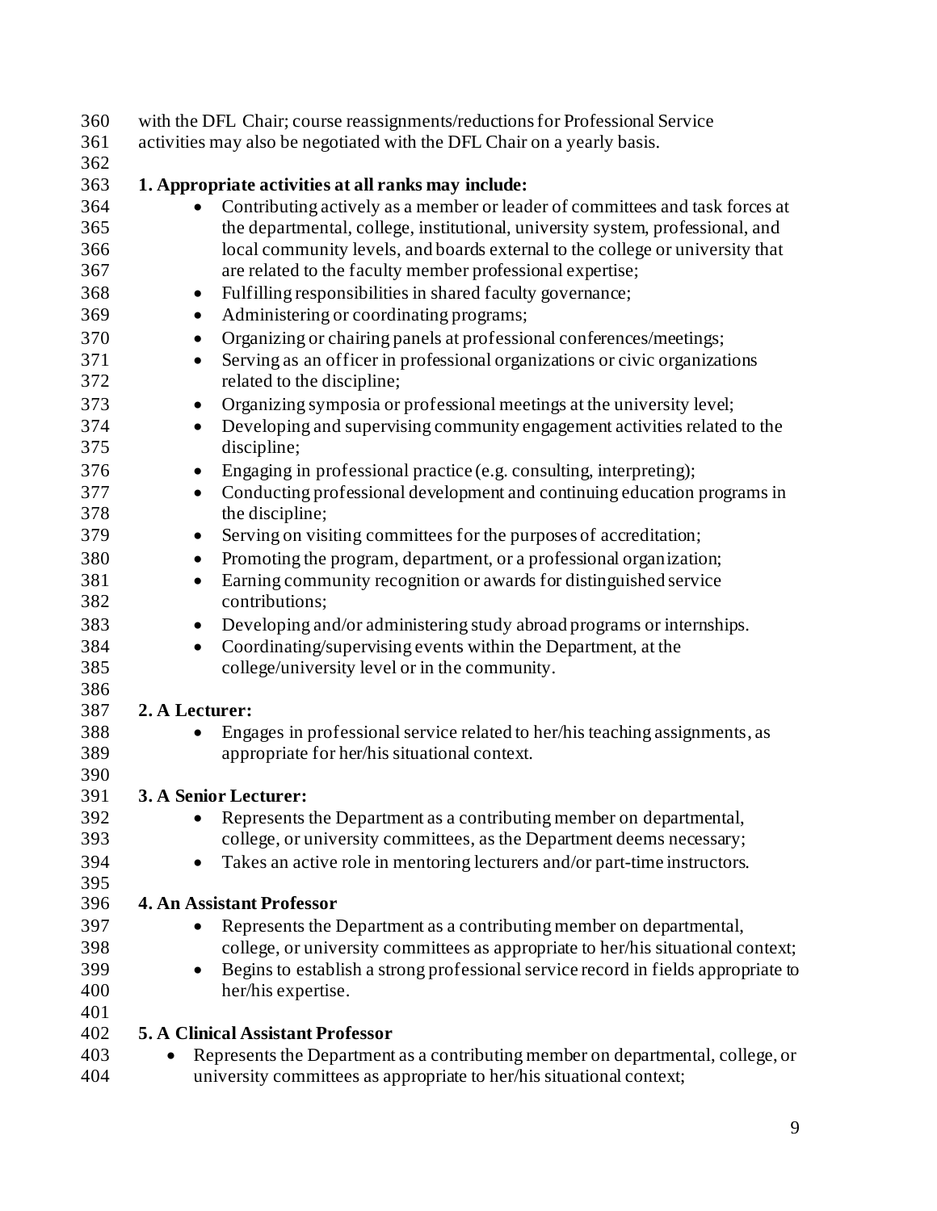with the DFL Chair; course reassignments/reductions for Professional Service activities may also be negotiated with the DFL Chair on a yearly basis.

**1. Appropriate activities at all ranks may include:**

- Contributing actively as a member or leader of committees and task forces at the departmental, college, institutional, university system, professional, and local community levels, and boards external to the college or university that are related to the faculty member professional expertise;
- Fulfilling responsibilities in shared faculty governance;
- Administering or coordinating programs;
- Organizing or chairing panels at professional conferences/meetings;
- Serving as an officer in professional organizations or civic organizations related to the discipline;
- Organizing symposia or professional meetings at the university level;
- Developing and supervising community engagement activities related to the discipline;
- Engaging in professional practice (e.g. consulting, interpreting);
- Conducting professional development and continuing education programs in the discipline;
- Serving on visiting committees for the purposes of accreditation;
- Promoting the program, department, or a professional organization;
- Earning community recognition or awards for distinguished service contributions;
- Developing and/or administering study abroad programs or internships.
- Coordinating/supervising events within the Department, at the college/university level or in the community.

**2. A Lecturer:**

- Engages in professional service related to her/his teaching assignments, as appropriate for her/his situational context.

**3. A Senior Lecturer:**

- Represents the Department as a contributing member on departmental, college, or university committees, as the Department deems necessary;
- Takes an active role in mentoring lecturers and/or part-time instructors.

**4. An Assistant Professor**

- Represents the Department as a contributing member on departmental, college, or university committees as appropriate to her/his situational context;
- Begins to establish a strong professional service record in fields appropriate to her/his expertise.

**5. A Clinical Assistant Professor**

- Represents the Department as a contributing member on departmental, college, or university committees as appropriate to her/his situational context;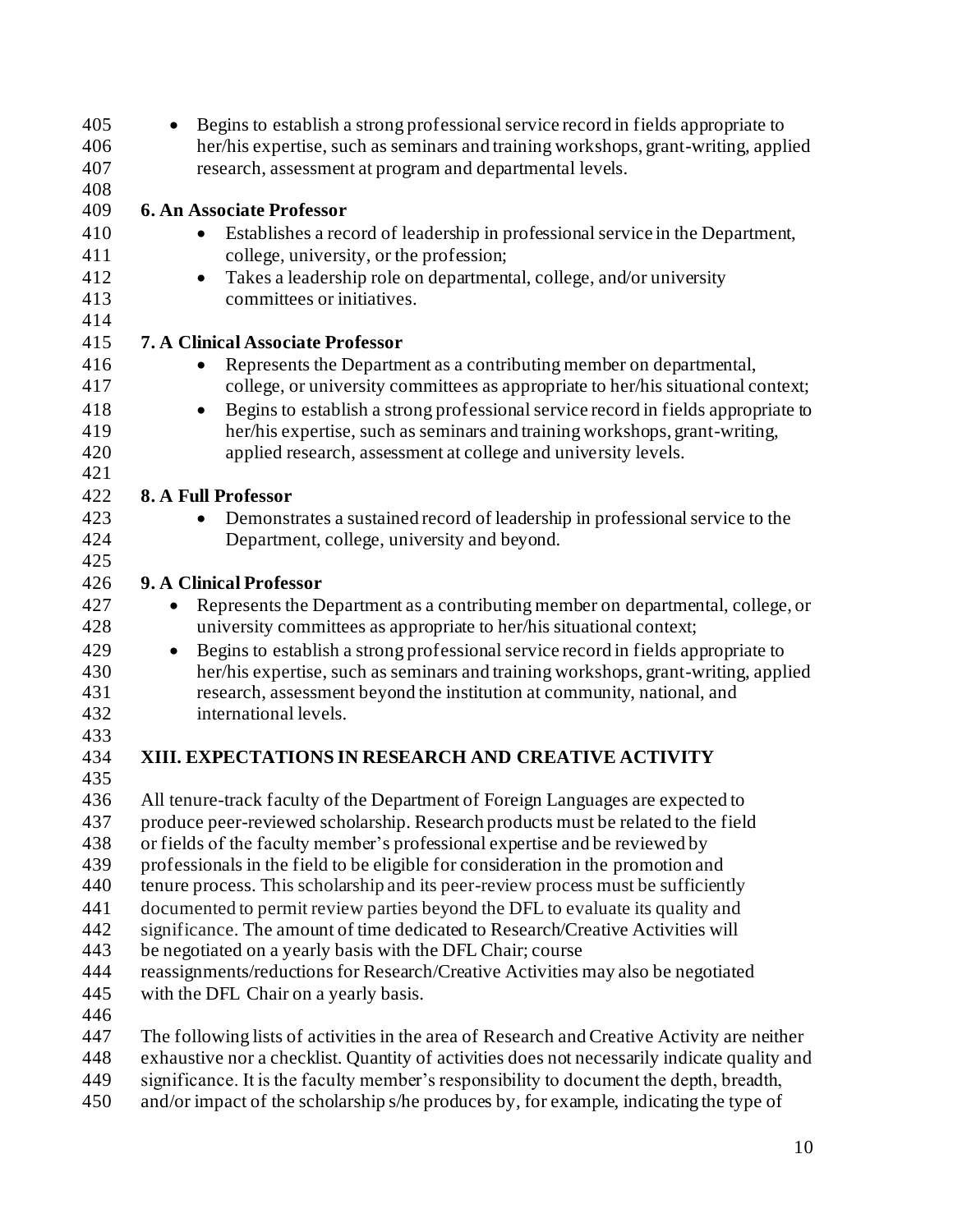- Begins to establish a strong professional service record in fields appropriate to her/his expertise, such as seminars and training workshops, grant-writing, applied research, assessment at program and departmental levels.

**6. An Associate Professor**

- Establishes a record of leadership in professional service in the Department, college, university, or the profession;
- Takes a leadership role on departmental, college, and/or university committees or initiatives.

**7. A Clinical Associate Professor**

- Represents the Department as a contributing member on departmental, college, or university committees as appropriate to her/his situational context;
- Begins to establish a strong professional service record in fields appropriate to her/his expertise, such as seminars and training workshops, grant-writing, applied research, assessment at college and university levels.

**8. A Full Professor**

- Demonstrates a sustained record of leadership in professional service to the Department, college, university and beyond.

**9. A Clinical Professor**

- Represents the Department as a contributing member on departmental, college, or university committees as appropriate to her/his situational context;
- Begins to establish a strong professional service record in fields appropriate to her/his expertise, such as seminars and training workshops, grant-writing, applied research, assessment beyond the institution at community, national, and international levels.

## XIII. EXPECTATIONS IN RESEARCH AND CREATIVE ACTIVITY

All tenure-track faculty of the Department of Foreign Languages are expected to produce peer-reviewed scholarship. Research products must be related to the field or fields of the faculty member's professional expertise and be reviewed by professionals in the field to be eligible for consideration in the promotion and tenure process. This scholarship and its peer-review process must be sufficiently documented to permit review parties beyond the DFL to evaluate its quality and significance. The amount of time dedicated to Research/Creative Activities will be negotiated on a yearly basis with the DFL Chair; course reassignments/reductions for Research/Creative Activities may also be negotiated with the DFL Chair on a yearly basis.

The following lists of activities in the area of Research and Creative Activity are neither exhaustive nor a checklist. Quantity of activities does not necessarily indicate quality and significance. It is the faculty member's responsibility to document the depth, breadth, and/or impact of the scholarship s/he produces by, for example, indicating the type of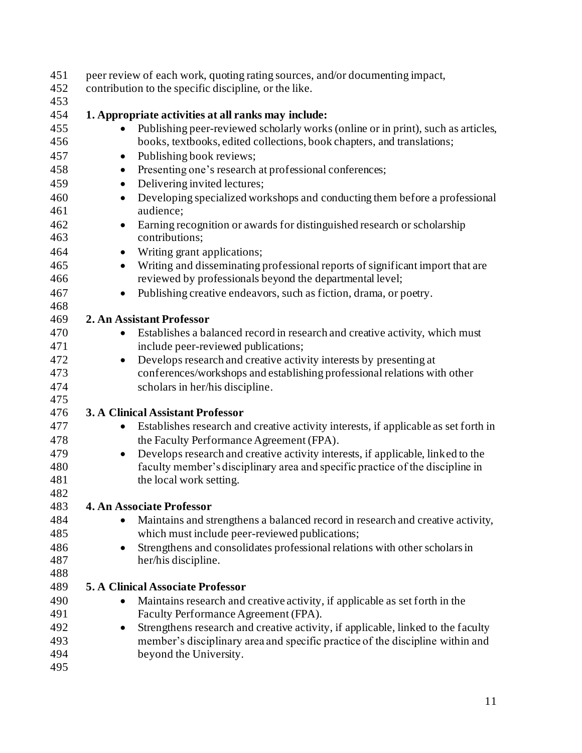peer review of each work, quoting rating sources, and/or documenting impact, contribution to the specific discipline, or the like.

**1. Appropriate activities at all ranks may include:**

- Publishing peer-reviewed scholarly works (online or in print), such as articles, books, textbooks, edited collections, book chapters, and translations;
- Publishing book reviews;
- Presenting one's research at professional conferences;
- Delivering invited lectures;
- Developing specialized workshops and conducting them before a professional audience;
- Earning recognition or awards for distinguished research or scholarship contributions;
- Writing grant applications;
- Writing and disseminating professional reports of significant import that are reviewed by professionals beyond the departmental level;
- Publishing creative endeavors, such as fiction, drama, or poetry.

**2. An Assistant Professor**

- Establishes a balanced record in research and creative activity, which must include peer-reviewed publications;
- Develops research and creative activity interests by presenting at conferences/workshops and establishing professional relations with other scholars in her/his discipline.

**3. A Clinical Assistant Professor**

- Establishes research and creative activity interests, if applicable as set forth in the Faculty Performance Agreement (FPA).
- Develops research and creative activity interests, if applicable, linked to the faculty member's disciplinary area and specific practice of the discipline in the local work setting.

**4. An Associate Professor**

- Maintains and strengthens a balanced record in research and creative activity, which must include peer-reviewed publications;
- Strengthens and consolidates professional relations with other scholars in her/his discipline.

**5. A Clinical Associate Professor**

- Maintains research and creative activity, if applicable as set forth in the Faculty Performance Agreement (FPA).
- Strengthens research and creative activity, if applicable, linked to the faculty member's disciplinary area and specific practice of the discipline within and beyond the University.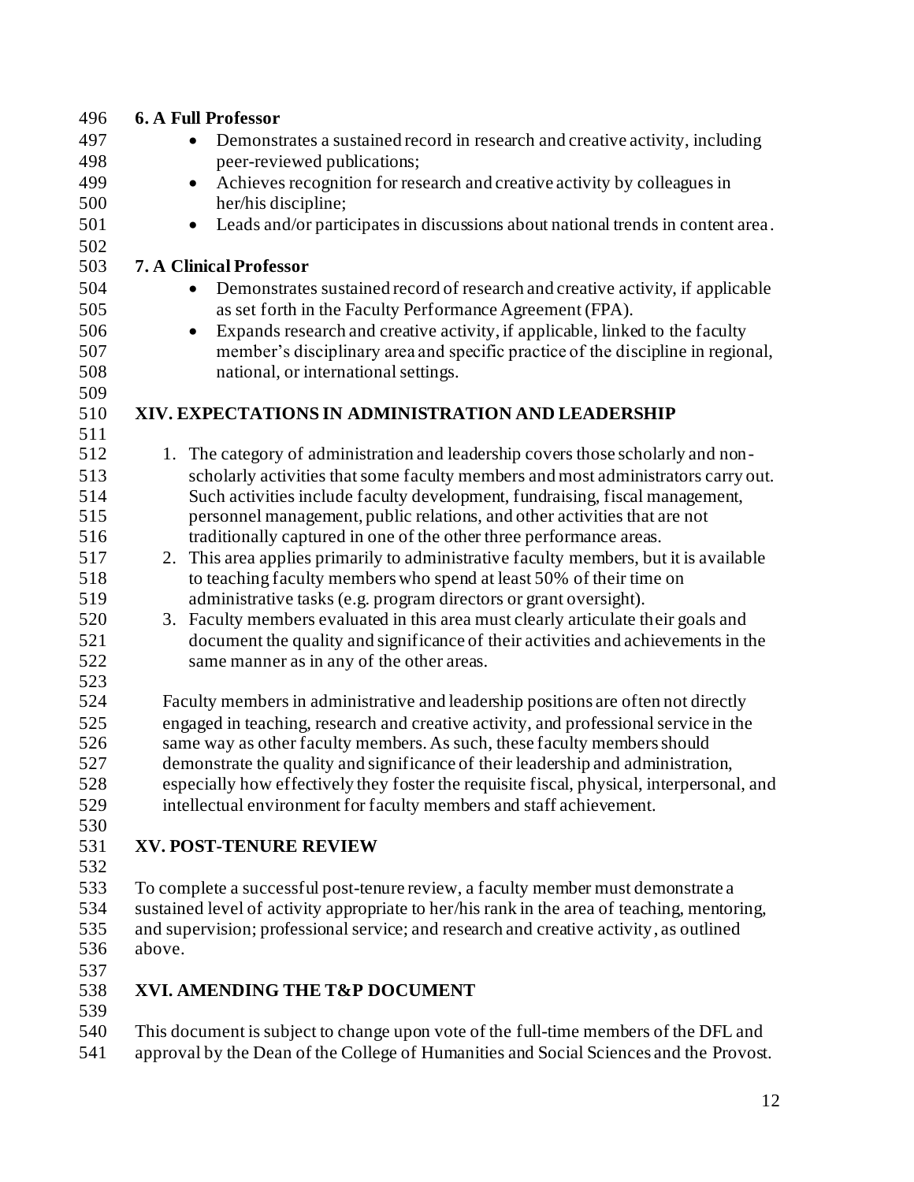**6. A Full Professor**

- Demonstrates a sustained record in research and creative activity, including peer-reviewed publications;
- Achieves recognition for research and creative activity by colleagues in her/his discipline;
- Leads and/or participates in discussions about national trends in content area.

**7. A Clinical Professor**

- Demonstrates sustained record of research and creative activity, if applicable as set forth in the Faculty Performance Agreement (FPA).
- Expands research and creative activity, if applicable, linked to the faculty member's disciplinary area and specific practice of the discipline in regional, national, or international settings.

## XIV. EXPECTATIONS IN ADMINISTRATION AND LEADERSHIP

1. The category of administration and leadership covers those scholarly and non-scholarly activities that some faculty members and most administrators carry out. Such activities include faculty development, fundraising, fiscal management, personnel management, public relations, and other activities that are not traditionally captured in one of the other three performance areas.
2. This area applies primarily to administrative faculty members, but it is available to teaching faculty members who spend at least 50% of their time on administrative tasks (e.g. program directors or grant oversight).
3. Faculty members evaluated in this area must clearly articulate their goals and document the quality and significance of their activities and achievements in the same manner as in any of the other areas.

Faculty members in administrative and leadership positions are often not directly engaged in teaching, research and creative activity, and professional service in the same way as other faculty members. As such, these faculty members should demonstrate the quality and significance of their leadership and administration, especially how effectively they foster the requisite fiscal, physical, interpersonal, and intellectual environment for faculty members and staff achievement.

## XV. POST-TENURE REVIEW

To complete a successful post-tenure review, a faculty member must demonstrate a sustained level of activity appropriate to her/his rank in the area of teaching, mentoring, and supervision; professional service; and research and creative activity, as outlined above.

## XVI. AMENDING THE T&P DOCUMENT

This document is subject to change upon vote of the full-time members of the DFL and approval by the Dean of the College of Humanities and Social Sciences and the Provost.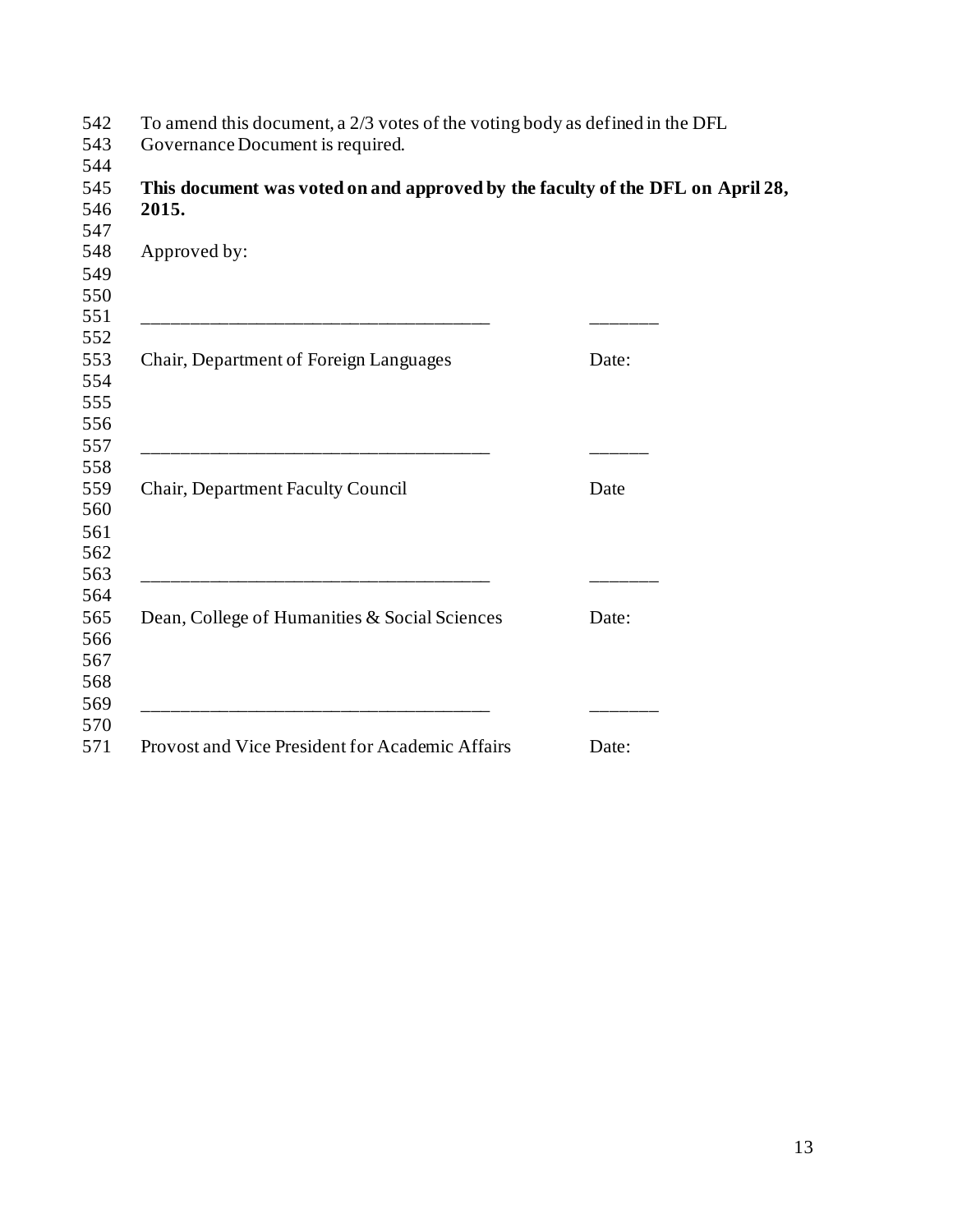To amend this document, a 2/3 votes of the voting body as defined in the DFL Governance Document is required.

**This document was voted on and approved by the faculty of the DFL on April 28, 2015.**

Approved by:

| | |
|---|---|
| ___________________________________ | _______ |
| Chair, Department of Foreign Languages | Date: |
| ___________________________________ | ______ |
| Chair, Department Faculty Council | Date |
| ___________________________________ | _______ |
| Dean, College of Humanities & Social Sciences | Date: |
| ___________________________________ | _______ |
| Provost and Vice President for Academic Affairs | Date: |